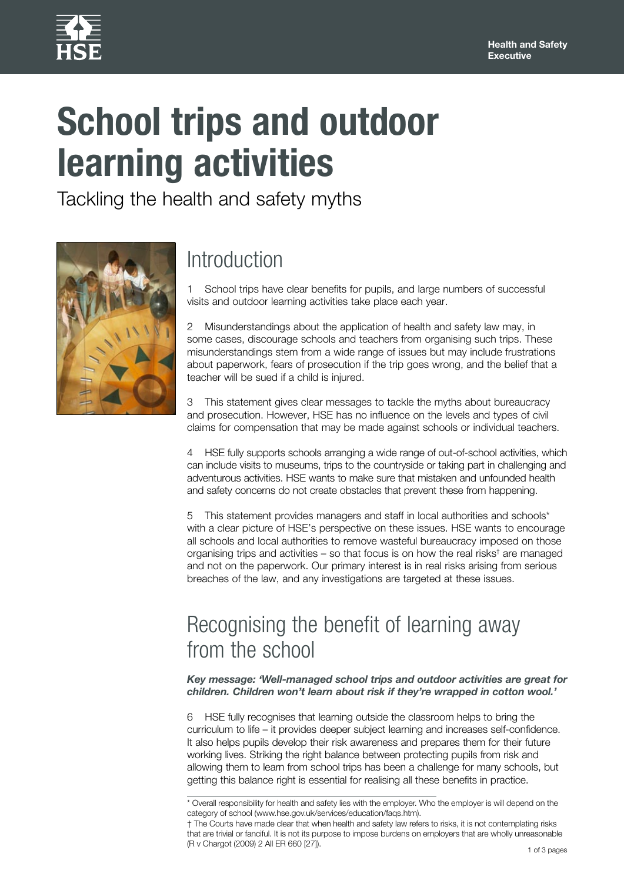# School trips and outdoor learning activities

Tackling the health and safety myths

## Introduction

1 School trips have clear benefits for pupils, and large numbers of successful visits and outdoor learning activities take place each year.

2 Misunderstandings about the application of health and safety law may, in some cases, discourage schools and teachers from organising such trips. These misunderstandings stem from a wide range of issues but may include frustrations about paperwork, fears of prosecution if the trip goes wrong, and the belief that a teacher will be sued if a child is injured.

3 This statement gives clear messages to tackle the myths about bureaucracy and prosecution. However, HSE has no influence on the levels and types of civil claims for compensation that may be made against schools or individual teachers.

4 HSE fully supports schools arranging a wide range of out-of-school activities, which can include visits to museums, trips to the countryside or taking part in challenging and adventurous activities. HSE wants to make sure that mistaken and unfounded health and safety concerns do not create obstacles that prevent these from happening.

5 This statement provides managers and staff in local authorities and schools* with a clear picture of HSE's perspective on these issues. HSE wants to encourage all schools and local authorities to remove wasteful bureaucracy imposed on those organising trips and activities – so that focus is on how the real risks† are managed and not on the paperwork. Our primary interest is in real risks arising from serious breaches of the law, and any investigations are targeted at these issues.

## Recognising the benefit of learning away from the school

***Key message: 'Well-managed school trips and outdoor activities are great for children. Children won't learn about risk if they're wrapped in cotton wool.'***

6 HSE fully recognises that learning outside the classroom helps to bring the curriculum to life – it provides deeper subject learning and increases self-confidence. It also helps pupils develop their risk awareness and prepares them for their future working lives. Striking the right balance between protecting pupils from risk and allowing them to learn from school trips has been a challenge for many schools, but getting this balance right is essential for realising all these benefits in practice.

---

* Overall responsibility for health and safety lies with the employer. Who the employer is will depend on the category of school (www.hse.gov.uk/services/education/faqs.htm).

† The Courts have made clear that when health and safety law refers to risks, it is not contemplating risks that are trivial or fanciful. It is not its purpose to impose burdens on employers that are wholly unreasonable (R v Chargot (2009) 2 All ER 660 [27]).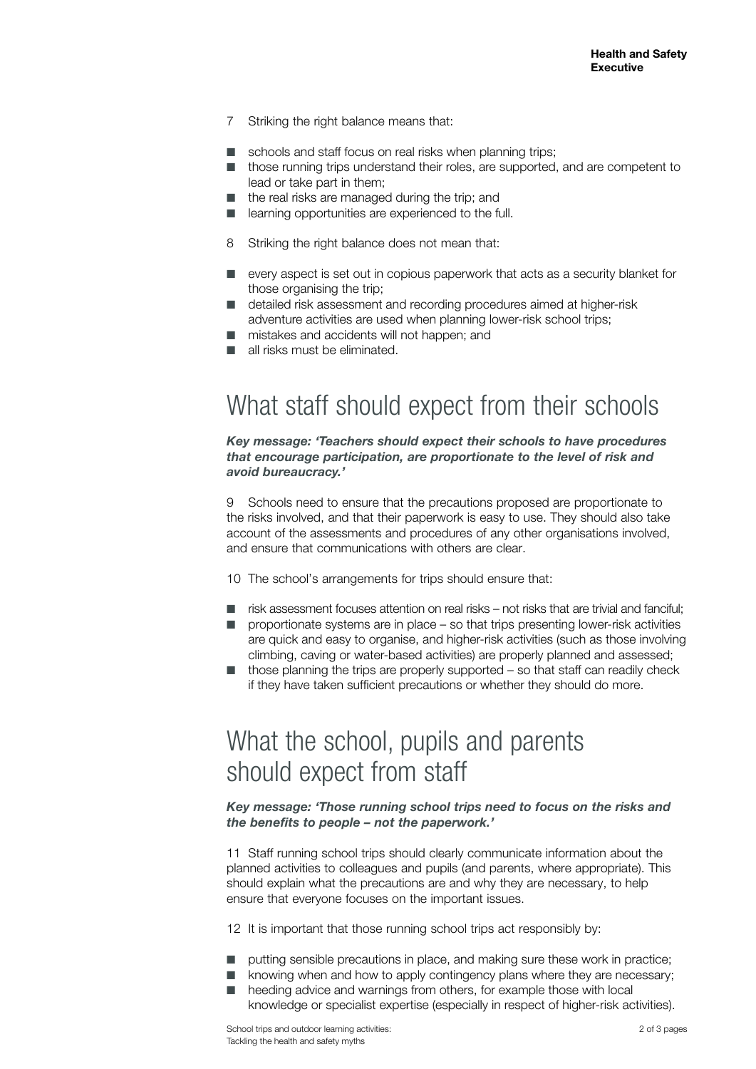7 Striking the right balance means that:

- schools and staff focus on real risks when planning trips;
- those running trips understand their roles, are supported, and are competent to lead or take part in them;
- the real risks are managed during the trip; and
- learning opportunities are experienced to the full.

8 Striking the right balance does not mean that:

- every aspect is set out in copious paperwork that acts as a security blanket for those organising the trip;
- detailed risk assessment and recording procedures aimed at higher-risk adventure activities are used when planning lower-risk school trips;
- mistakes and accidents will not happen; and
- all risks must be eliminated.

## What staff should expect from their schools

***Key message: 'Teachers should expect their schools to have procedures that encourage participation, are proportionate to the level of risk and avoid bureaucracy.'***

9 Schools need to ensure that the precautions proposed are proportionate to the risks involved, and that their paperwork is easy to use. They should also take account of the assessments and procedures of any other organisations involved, and ensure that communications with others are clear.

10 The school's arrangements for trips should ensure that:

- risk assessment focuses attention on real risks – not risks that are trivial and fanciful;
- proportionate systems are in place – so that trips presenting lower-risk activities are quick and easy to organise, and higher-risk activities (such as those involving climbing, caving or water-based activities) are properly planned and assessed;
- those planning the trips are properly supported – so that staff can readily check if they have taken sufficient precautions or whether they should do more.

## What the school, pupils and parents should expect from staff

***Key message: 'Those running school trips need to focus on the risks and the benefits to people – not the paperwork.'***

11 Staff running school trips should clearly communicate information about the planned activities to colleagues and pupils (and parents, where appropriate). This should explain what the precautions are and why they are necessary, to help ensure that everyone focuses on the important issues.

12 It is important that those running school trips act responsibly by:

- putting sensible precautions in place, and making sure these work in practice;
- knowing when and how to apply contingency plans where they are necessary;
- heeding advice and warnings from others, for example those with local knowledge or specialist expertise (especially in respect of higher-risk activities).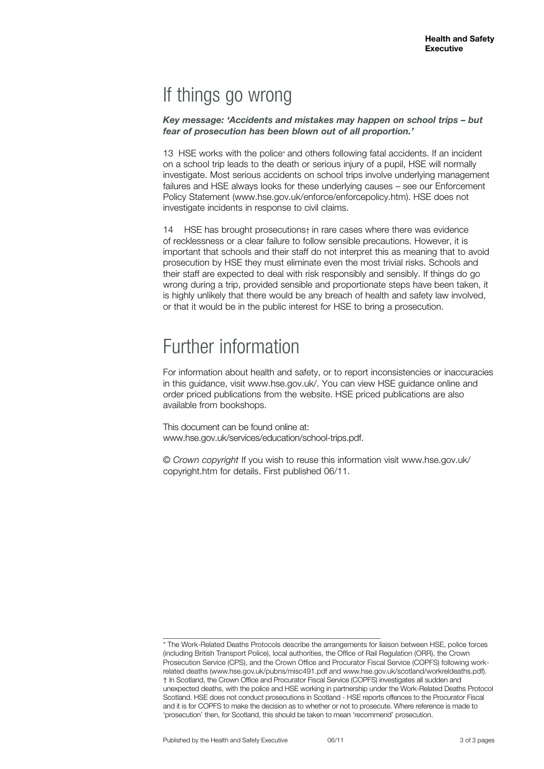# If things go wrong

***Key message: 'Accidents and mistakes may happen on school trips – but fear of prosecution has been blown out of all proportion.'***

13 HSE works with the police* and others following fatal accidents. If an incident on a school trip leads to the death or serious injury of a pupil, HSE will normally investigate. Most serious accidents on school trips involve underlying management failures and HSE always looks for these underlying causes – see our Enforcement Policy Statement (www.hse.gov.uk/enforce/enforcepolicy.htm). HSE does not investigate incidents in response to civil claims.

14 HSE has brought prosecutions† in rare cases where there was evidence of recklessness or a clear failure to follow sensible precautions. However, it is important that schools and their staff do not interpret this as meaning that to avoid prosecution by HSE they must eliminate even the most trivial risks. Schools and their staff are expected to deal with risk responsibly and sensibly. If things do go wrong during a trip, provided sensible and proportionate steps have been taken, it is highly unlikely that there would be any breach of health and safety law involved, or that it would be in the public interest for HSE to bring a prosecution.

# Further information

For information about health and safety, or to report inconsistencies or inaccuracies in this guidance, visit www.hse.gov.uk/. You can view HSE guidance online and order priced publications from the website. HSE priced publications are also available from bookshops.

This document can be found online at:
www.hse.gov.uk/services/education/school-trips.pdf.

© *Crown copyright* If you wish to reuse this information visit www.hse.gov.uk/copyright.htm for details. First published 06/11.

---

* The Work-Related Deaths Protocols describe the arrangements for liaison between HSE, police forces (including British Transport Police), local authorities, the Office of Rail Regulation (ORR), the Crown Prosecution Service (CPS), and the Crown Office and Procurator Fiscal Service (COPFS) following work-related deaths (www.hse.gov.uk/pubns/misc491.pdf and www.hse.gov.uk/scotland/workreldeaths.pdf).

† In Scotland, the Crown Office and Procurator Fiscal Service (COPFS) investigates all sudden and unexpected deaths, with the police and HSE working in partnership under the Work-Related Deaths Protocol Scotland. HSE does not conduct prosecutions in Scotland - HSE reports offences to the Procurator Fiscal and it is for COPFS to make the decision as to whether or not to prosecute. Where reference is made to 'prosecution' then, for Scotland, this should be taken to mean 'recommend' prosecution.

Published by the Health and Safety Executive 06/11